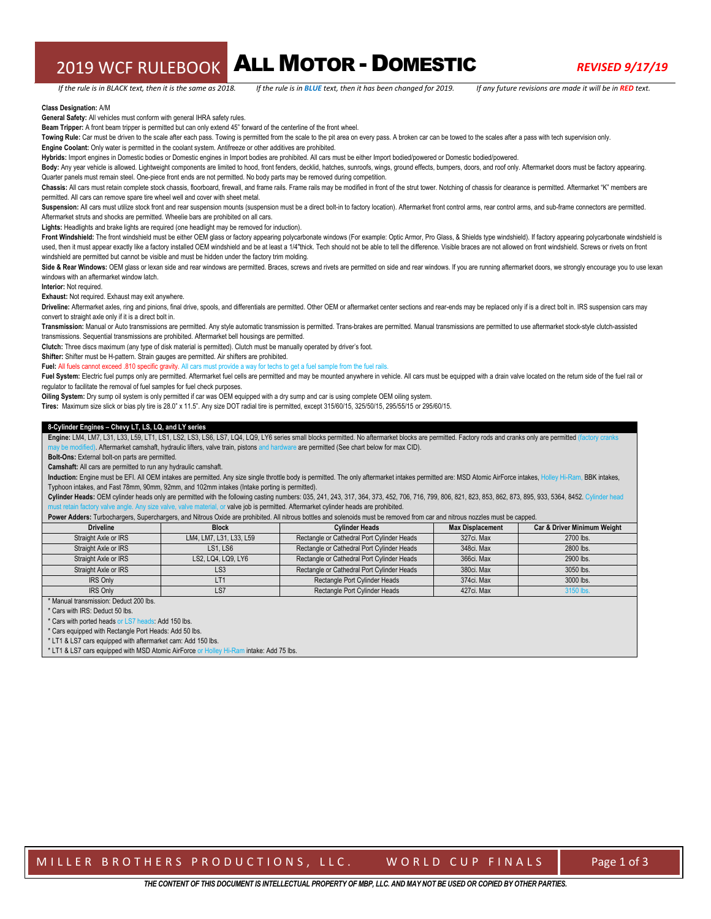# 2019 WCF RULEBOOK ALL MOTOR - DOMESTIC

***REVISED 9/17/19***

*If the rule is in BLACK text, then it is the same as 2018. If the rule is in **BLUE** text, then it has been changed for 2019. If any future revisions are made it will be in **RED** text.*

**Class Designation:** A/M

**General Safety:** All vehicles must conform with general IHRA safety rules.

**Beam Tripper:** A front beam tripper is permitted but can only extend 45" forward of the centerline of the front wheel.

**Towing Rule:** Car must be driven to the scale after each pass. Towing is permitted from the scale to the pit area on every pass. A broken car can be towed to the scales after a pass with tech supervision only.

**Engine Coolant:** Only water is permitted in the coolant system. Antifreeze or other additives are prohibited.

**Hybrids:** Import engines in Domestic bodies or Domestic engines in Import bodies are prohibited. All cars must be either Import bodied/powered or Domestic bodied/powered.

**Body:** Any year vehicle is allowed. Lightweight components are limited to hood, front fenders, decklid, hatches, sunroofs, wings, ground effects, bumpers, doors, and roof only. Aftermarket doors must be factory appearing. Quarter panels must remain steel. One-piece front ends are not permitted. No body parts may be removed during competition.

**Chassis:** All cars must retain complete stock chassis, floorboard, firewall, and frame rails. Frame rails may be modified in front of the strut tower. Notching of chassis for clearance is permitted. Aftermarket "K" members are permitted. All cars can remove spare tire wheel well and cover with sheet metal.

**Suspension:** All cars must utilize stock front and rear suspension mounts (suspension must be a direct bolt-in to factory location). Aftermarket front control arms, rear control arms, and sub-frame connectors are permitted. Aftermarket struts and shocks are permitted. Wheelie bars are prohibited on all cars.

**Lights:** Headlights and brake lights are required (one headlight may be removed for induction).

**Front Windshield:** The front windshield must be either OEM glass or factory appearing polycarbonate windows (For example: Optic Armor, Pro Glass, & Shields type windshield). If factory appearing polycarbonate windshield is used, then it must appear exactly like a factory installed OEM windshield and be at least a 1/4"thick. Tech should not be able to tell the difference. Visible braces are not allowed on front windshield. Screws or rivets on front windshield are permitted but cannot be visible and must be hidden under the factory trim molding.

**Side & Rear Windows:** OEM glass or lexan side and rear windows are permitted. Braces, screws and rivets are permitted on side and rear windows. If you are running aftermarket doors, we strongly encourage you to use lexan windows with an aftermarket window latch.

**Interior:** Not required.

**Exhaust:** Not required. Exhaust may exit anywhere.

**Driveline:** Aftermarket axles, ring and pinions, final drive, spools, and differentials are permitted. Other OEM or aftermarket center sections and rear-ends may be replaced only if is a direct bolt in. IRS suspension cars may convert to straight axle only if it is a direct bolt in.

**Transmission:** Manual or Auto transmissions are permitted. Any style automatic transmission is permitted. Trans-brakes are permitted. Manual transmissions are permitted to use aftermarket stock-style clutch-assisted transmissions. Sequential transmissions are prohibited. Aftermarket bell housings are permitted.

**Clutch:** Three discs maximum (any type of disk material is permitted). Clutch must be manually operated by driver's foot.

**Shifter:** Shifter must be H-pattern. Strain gauges are permitted. Air shifters are prohibited.

**Fuel:** All fuels cannot exceed .810 specific gravity. All cars must provide a way for techs to get a fuel sample from the fuel rails.

**Fuel System:** Electric fuel pumps only are permitted. Aftermarket fuel cells are permitted and may be mounted anywhere in vehicle. All cars must be equipped with a drain valve located on the return side of the fuel rail or regulator to facilitate the removal of fuel samples for fuel check purposes.

**Oiling System:** Dry sump oil system is only permitted if car was OEM equipped with a dry sump and car is using complete OEM oiling system.

**Tires:** Maximum size slick or bias ply tire is 28.0" x 11.5". Any size DOT radial tire is permitted, except 315/60/15, 325/50/15, 295/55/15 or 295/60/15.

## 8-Cylinder Engines – Chevy LT, LS, LQ, and LY series

**Engine:** LM4, LM7, L31, L33, L59, LT1, LS1, LS2, LS3, LS6, LS7, LQ4, LQ9, LY6 series small blocks permitted. No aftermarket blocks are permitted. Factory rods and cranks only are permitted (factory cranks may be modified). Aftermarket camshaft, hydraulic lifters, valve train, pistons and hardware are permitted (See chart below for max CID).

**Bolt-Ons:** External bolt-on parts are permitted.

**Camshaft:** All cars are permitted to run any hydraulic camshaft.

**Induction:** Engine must be EFI. All OEM intakes are permitted. Any size single throttle body is permitted. The only aftermarket intakes permitted are: MSD Atomic AirForce intakes, Holley Hi-Ram, BBK intakes, Typhoon intakes, and Fast 78mm, 90mm, 92mm, and 102mm intakes (Intake porting is permitted).

**Cylinder Heads:** OEM cylinder heads only are permitted with the following casting numbers: 035, 241, 243, 317, 364, 373, 452, 706, 716, 799, 806, 821, 823, 853, 862, 873, 895, 933, 5364, 8452. Cylinder head must retain factory valve angle. Any size valve, valve material, or valve job is permitted. Aftermarket cylinder heads are prohibited.

**Power Adders:** Turbochargers, Superchargers, and Nitrous Oxide are prohibited. All nitrous bottles and solenoids must be removed from car and nitrous nozzles must be capped.

| Driveline | Block | Cylinder Heads | Max Displacement | Car & Driver Minimum Weight |
|---|---|---|---|---|
| Straight Axle or IRS | LM4, LM7, L31, L33, L59 | Rectangle or Cathedral Port Cylinder Heads | 327ci. Max | 2700 lbs. |
| Straight Axle or IRS | LS1, LS6 | Rectangle or Cathedral Port Cylinder Heads | 348ci. Max | 2800 lbs. |
| Straight Axle or IRS | LS2, LQ4, LQ9, LY6 | Rectangle or Cathedral Port Cylinder Heads | 366ci. Max | 2900 lbs. |
| Straight Axle or IRS | LS3 | Rectangle or Cathedral Port Cylinder Heads | 380ci. Max | 3050 lbs. |
| IRS Only | LT1 | Rectangle Port Cylinder Heads | 374ci. Max | 3000 lbs. |
| IRS Only | LS7 | Rectangle Port Cylinder Heads | 427ci. Max | 3150 lbs. |

* Manual transmission: Deduct 200 lbs.
* Cars with IRS: Deduct 50 lbs.
* Cars with ported heads or LS7 heads: Add 150 lbs.
* Cars equipped with Rectangle Port Heads: Add 50 lbs.
* LT1 & LS7 cars equipped with aftermarket cam: Add 150 lbs.
* LT1 & LS7 cars equipped with MSD Atomic AirForce or Holley Hi-Ram intake: Add 75 lbs.

*THE CONTENT OF THIS DOCUMENT IS INTELLECTUAL PROPERTY OF MBP, LLC. AND MAY NOT BE USED OR COPIED BY OTHER PARTIES.*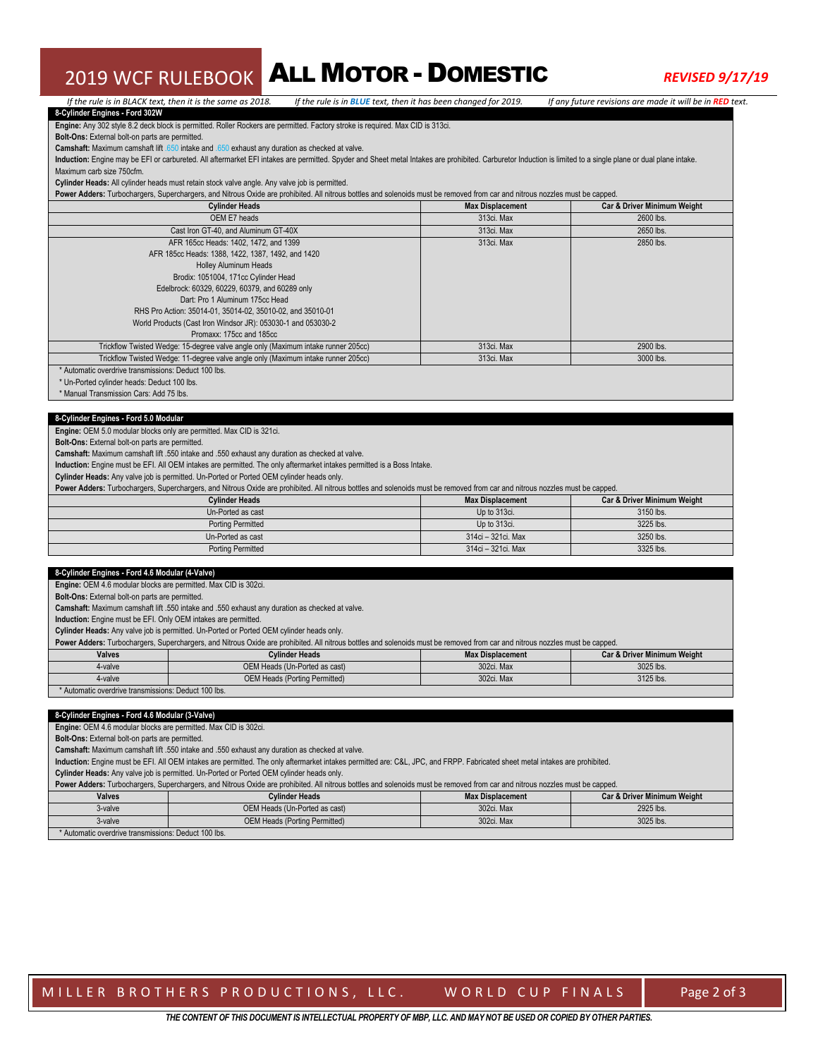# 2019 WCF RULEBOOK ALL MOTOR - DOMESTIC

*REVISED 9/17/19*

*If the rule is in BLACK text, then it is the same as 2018. If the rule is in BLUE text, then it has been changed for 2019. If any future revisions are made it will be in RED text.*

## 8-Cylinder Engines - Ford 302W

**Engine:** Any 302 style 8.2 deck block is permitted. Roller Rockers are permitted. Factory stroke is required. Max CID is 313ci.

**Bolt-Ons:** External bolt-on parts are permitted.

**Camshaft:** Maximum camshaft lift .650 intake and .650 exhaust any duration as checked at valve.

**Induction:** Engine may be EFI or carbureted. All aftermarket EFI intakes are permitted. Spyder and Sheet metal Intakes are prohibited. Carburetor Induction is limited to a single plane or dual plane intake. Maximum carb size 750cfm.

**Cylinder Heads:** All cylinder heads must retain stock valve angle. Any valve job is permitted.

**Power Adders:** Turbochargers, Superchargers, and Nitrous Oxide are prohibited. All nitrous bottles and solenoids must be removed from car and nitrous nozzles must be capped.

| Cylinder Heads | Max Displacement | Car & Driver Minimum Weight |
| --- | --- | --- |
| OEM E7 heads | 313ci. Max | 2600 lbs. |
| Cast Iron GT-40, and Aluminum GT-40X | 313ci. Max | 2650 lbs. |
| AFR 165cc Heads: 1402, 1472, and 1399<br>AFR 185cc Heads: 1388, 1422, 1387, 1492, and 1420<br>Holley Aluminum Heads<br>Brodix: 1051004, 171cc Cylinder Head<br>Edelbrock: 60329, 60229, 60379, and 60289 only<br>Dart: Pro 1 Aluminum 175cc Head<br>RHS Pro Action: 35014-01, 35014-02, 35010-02, and 35010-01<br>World Products (Cast Iron Windsor JR): 053030-1 and 053030-2<br>Promaxx: 175cc and 185cc | 313ci. Max | 2850 lbs. |
| Trickflow Twisted Wedge: 15-degree valve angle only (Maximum intake runner 205cc) | 313ci. Max | 2900 lbs. |
| Trickflow Twisted Wedge: 11-degree valve angle only (Maximum intake runner 205cc) | 313ci. Max | 3000 lbs. |

* Automatic overdrive transmissions: Deduct 100 lbs.
* Un-Ported cylinder heads: Deduct 100 lbs.
* Manual Transmission Cars: Add 75 lbs.

## 8-Cylinder Engines - Ford 5.0 Modular

**Engine:** OEM 5.0 modular blocks only are permitted. Max CID is 321ci.

**Bolt-Ons:** External bolt-on parts are permitted.

**Camshaft:** Maximum camshaft lift .550 intake and .550 exhaust any duration as checked at valve.

**Induction:** Engine must be EFI. All OEM intakes are permitted. The only aftermarket intakes permitted is a Boss Intake.

**Cylinder Heads:** Any valve job is permitted. Un-Ported or Ported OEM cylinder heads only.

**Power Adders:** Turbochargers, Superchargers, and Nitrous Oxide are prohibited. All nitrous bottles and solenoids must be removed from car and nitrous nozzles must be capped.

| Cylinder Heads | Max Displacement | Car & Driver Minimum Weight |
| --- | --- | --- |
| Un-Ported as cast | Up to 313ci. | 3150 lbs. |
| Porting Permitted | Up to 313ci. | 3225 lbs. |
| Un-Ported as cast | 314ci – 321ci. Max | 3250 lbs. |
| Porting Permitted | 314ci – 321ci. Max | 3325 lbs. |

## 8-Cylinder Engines - Ford 4.6 Modular (4-Valve)

**Engine:** OEM 4.6 modular blocks are permitted. Max CID is 302ci.

**Bolt-Ons:** External bolt-on parts are permitted.

**Camshaft:** Maximum camshaft lift .550 intake and .550 exhaust any duration as checked at valve.

**Induction:** Engine must be EFI. Only OEM intakes are permitted.

**Cylinder Heads:** Any valve job is permitted. Un-Ported or Ported OEM cylinder heads only.

**Power Adders:** Turbochargers, Superchargers, and Nitrous Oxide are prohibited. All nitrous bottles and solenoids must be removed from car and nitrous nozzles must be capped.

| Valves | Cylinder Heads | Max Displacement | Car & Driver Minimum Weight |
| --- | --- | --- | --- |
| 4-valve | OEM Heads (Un-Ported as cast) | 302ci. Max | 3025 lbs. |
| 4-valve | OEM Heads (Porting Permitted) | 302ci. Max | 3125 lbs. |

* Automatic overdrive transmissions: Deduct 100 lbs.

## 8-Cylinder Engines - Ford 4.6 Modular (3-Valve)

**Engine:** OEM 4.6 modular blocks are permitted. Max CID is 302ci.

**Bolt-Ons:** External bolt-on parts are permitted.

**Camshaft:** Maximum camshaft lift .550 intake and .550 exhaust any duration as checked at valve.

**Induction:** Engine must be EFI. All OEM intakes are permitted. The only aftermarket intakes permitted are: C&L, JPC, and FRPP. Fabricated sheet metal intakes are prohibited.

**Cylinder Heads:** Any valve job is permitted. Un-Ported or Ported OEM cylinder heads only.

**Power Adders:** Turbochargers, Superchargers, and Nitrous Oxide are prohibited. All nitrous bottles and solenoids must be removed from car and nitrous nozzles must be capped.

| Valves | Cylinder Heads | Max Displacement | Car & Driver Minimum Weight |
| --- | --- | --- | --- |
| 3-valve | OEM Heads (Un-Ported as cast) | 302ci. Max | 2925 lbs. |
| 3-valve | OEM Heads (Porting Permitted) | 302ci. Max | 3025 lbs. |

* Automatic overdrive transmissions: Deduct 100 lbs.

*THE CONTENT OF THIS DOCUMENT IS INTELLECTUAL PROPERTY OF MBP, LLC. AND MAY NOT BE USED OR COPIED BY OTHER PARTIES.*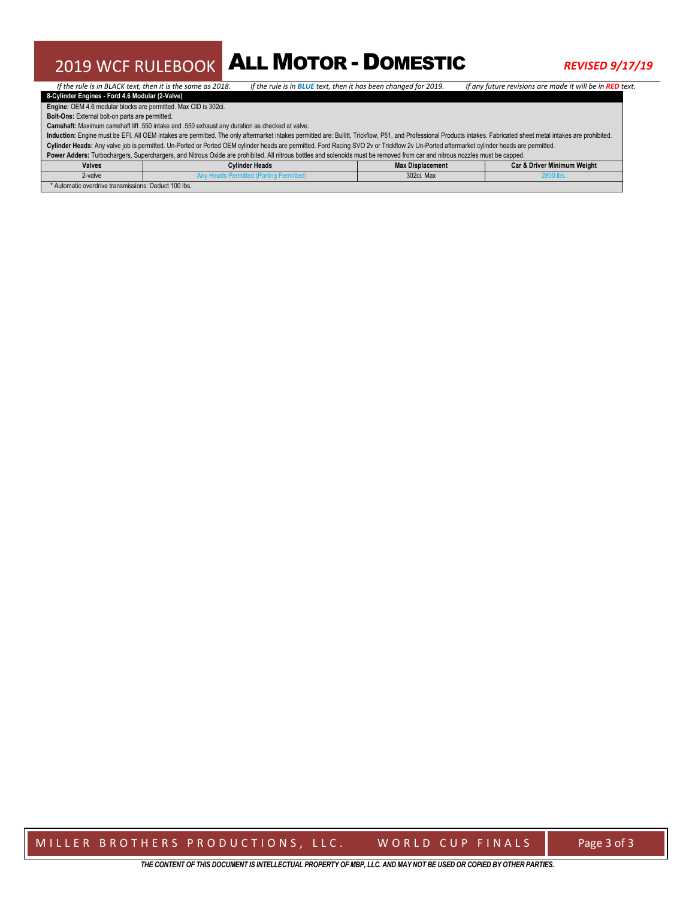# 2019 WCF RULEBOOK ALL MOTOR - DOMESTIC

*REVISED 9/17/19*

*If the rule is in BLACK text, then it is the same as 2018. If the rule is in **BLUE** text, then it has been changed for 2019. If any future revisions are made it will be in **RED** text.*

**8-Cylinder Engines - Ford 4.6 Modular (2-Valve)**

**Engine:** OEM 4.6 modular blocks are permitted. Max CID is 302ci.

**Bolt-Ons:** External bolt-on parts are permitted.

**Camshaft:** Maximum camshaft lift .550 intake and .550 exhaust any duration as checked at valve.

**Induction:** Engine must be EFI. All OEM intakes are permitted. The only aftermarket intakes permitted are: Bullitt, Trickflow, P51, and Professional Products intakes. Fabricated sheet metal intakes are prohibited.

**Cylinder Heads:** Any valve job is permitted. Un-Ported or Ported OEM cylinder heads are permitted. Ford Racing SVO 2v or Trickflow 2v Un-Ported aftermarket cylinder heads are permitted.

**Power Adders:** Turbochargers, Superchargers, and Nitrous Oxide are prohibited. All nitrous bottles and solenoids must be removed from car and nitrous nozzles must be capped.

| Valves | Cylinder Heads | Max Displacement | Car & Driver Minimum Weight |
|---|---|---|---|
| 2-valve | Any Heads Permitted (Porting Permitted) | 302ci. Max | 2800 lbs. |

\* Automatic overdrive transmissions: Deduct 100 lbs.

*THE CONTENT OF THIS DOCUMENT IS INTELLECTUAL PROPERTY OF MBP, LLC. AND MAY NOT BE USED OR COPIED BY OTHER PARTIES.*